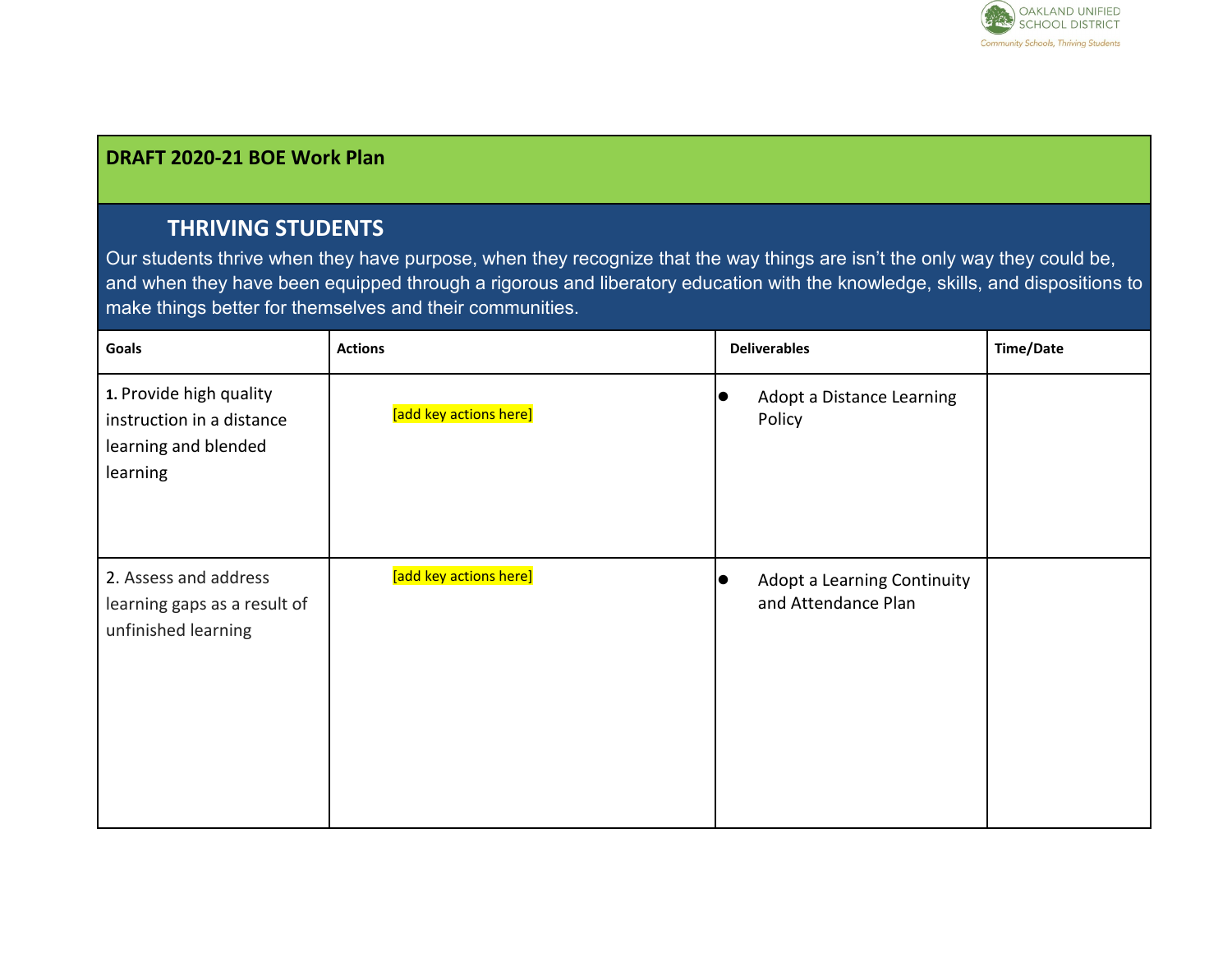## DRAFT 2020-21 BOE Work Plan

### THRIVING STUDENTS

Our students thrive when they have purpose, when they recognize that the way things are isn't the only way they could be, and when they have been equipped through a rigorous and liberatory education with the knowledge, skills, and dispositions to make things better for themselves and their communities.

| Goals | Actions | Deliverables | Time/Date |
|---|---|---|---|
| 1. Provide high quality instruction in a distance learning and blended learning | [add key actions here] | • Adopt a Distance Learning Policy | |
| 2. Assess and address learning gaps as a result of unfinished learning | [add key actions here] | • Adopt a Learning Continuity and Attendance Plan | |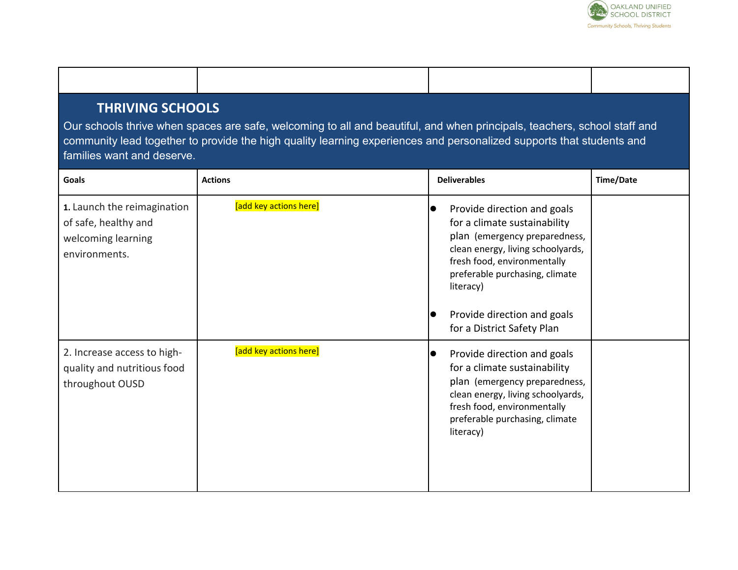| | | | |
|---|---|---|---|
| **THRIVING SCHOOLS**<br>Our schools thrive when spaces are safe, welcoming to all and beautiful, and when principals, teachers, school staff and community lead together to provide the high quality learning experiences and personalized supports that students and families want and deserve. | | | |
| **Goals** | **Actions** | **Deliverables** | **Time/Date** |
| **1.** Launch the reimagination of safe, healthy and welcoming learning environments. | [add key actions here] | • Provide direction and goals for a climate sustainability plan (emergency preparedness, clean energy, living schoolyards, fresh food, environmentally preferable purchasing, climate literacy)<br><br>• Provide direction and goals for a District Safety Plan | |
| 2. Increase access to high-quality and nutritious food throughout OUSD | [add key actions here] | • Provide direction and goals for a climate sustainability plan (emergency preparedness, clean energy, living schoolyards, fresh food, environmentally preferable purchasing, climate literacy) | |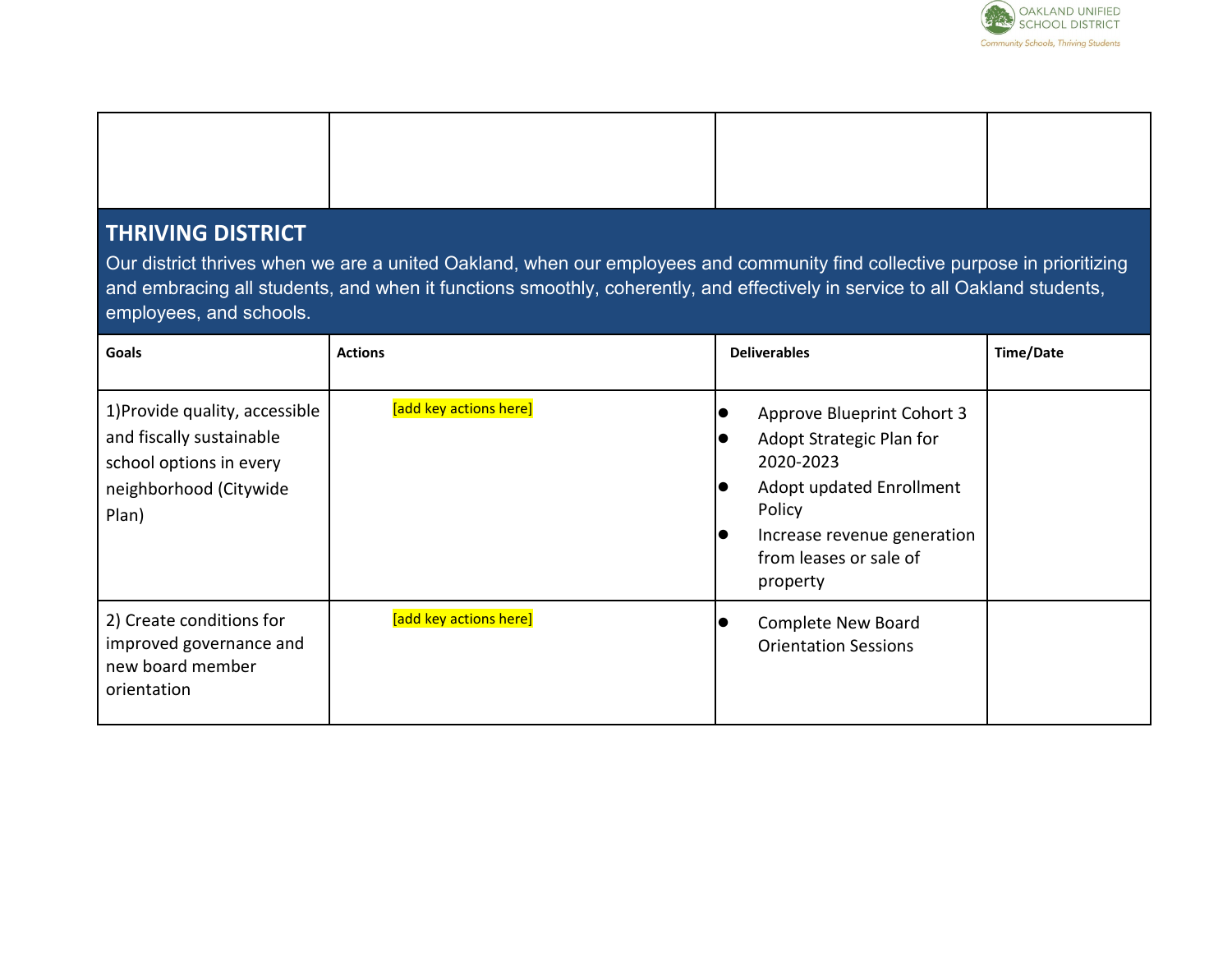| | | | |
|---|---|---|---|
| | | | |
| **THRIVING DISTRICT**<br>Our district thrives when we are a united Oakland, when our employees and community find collective purpose in prioritizing and embracing all students, and when it functions smoothly, coherently, and effectively in service to all Oakland students, employees, and schools. | | | |
| **Goals** | **Actions** | **Deliverables** | **Time/Date** |
| 1)Provide quality, accessible and fiscally sustainable school options in every neighborhood (Citywide Plan) | [add key actions here] | • Approve Blueprint Cohort 3<br>• Adopt Strategic Plan for 2020-2023<br>• Adopt updated Enrollment Policy<br>• Increase revenue generation from leases or sale of property | |
| 2) Create conditions for improved governance and new board member orientation | [add key actions here] | • Complete New Board Orientation Sessions | |